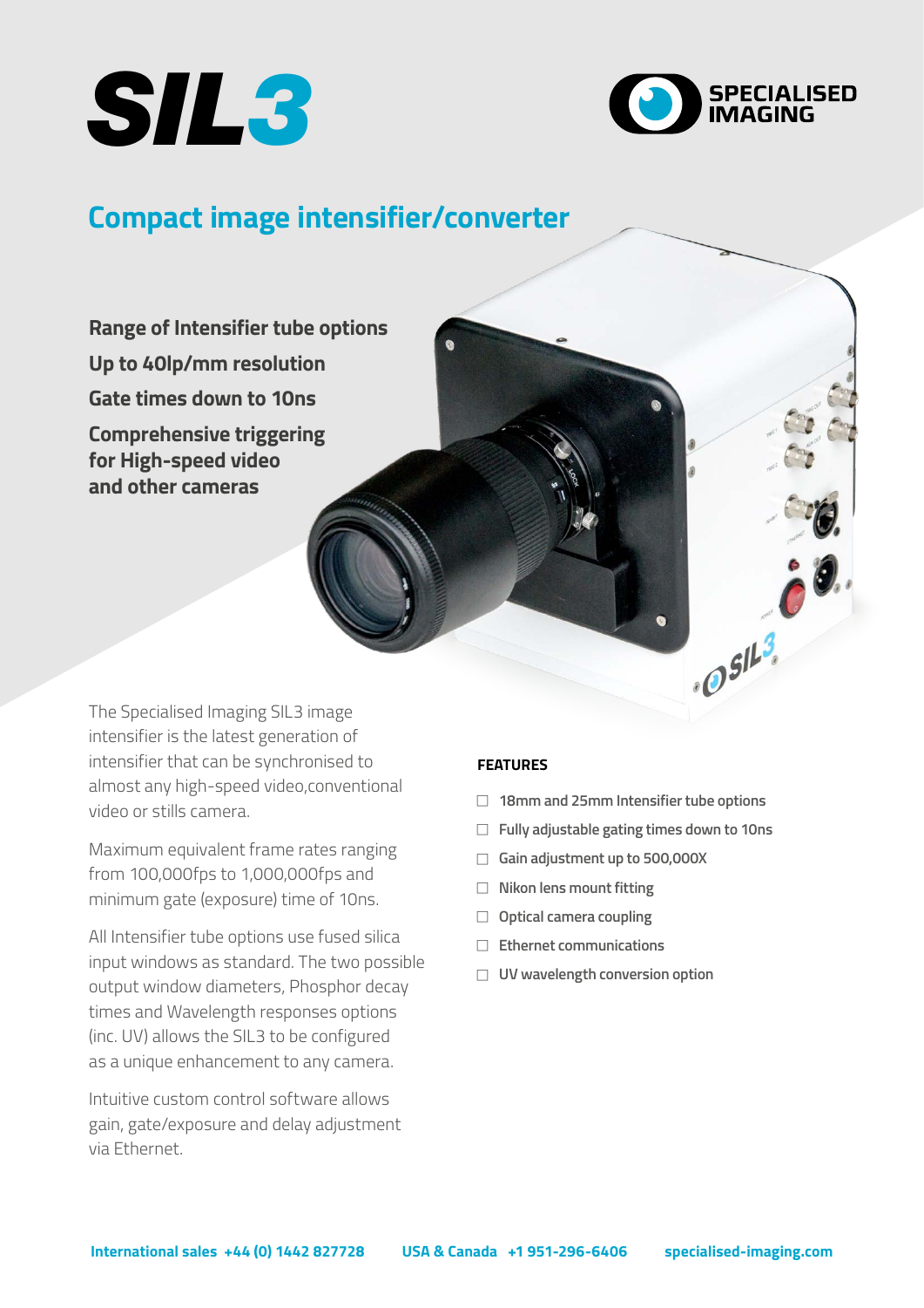# SIL3

SPECIALISED IMAGING

## Compact image intensifier/converter

**Range of Intensifier tube options**
**Up to 40lp/mm resolution**
**Gate times down to 10ns**
**Comprehensive triggering for High-speed video and other cameras**

The Specialised Imaging SIL3 image intensifier is the latest generation of intensifier that can be synchronised to almost any high-speed video,conventional video or stills camera.

Maximum equivalent frame rates ranging from 100,000fps to 1,000,000fps and minimum gate (exposure) time of 10ns.

All Intensifier tube options use fused silica input windows as standard. The two possible output window diameters, Phosphor decay times and Wavelength responses options (inc. UV) allows the SIL3 to be configured as a unique enhancement to any camera.

Intuitive custom control software allows gain, gate/exposure and delay adjustment via Ethernet.

### FEATURES

- 18mm and 25mm Intensifier tube options
- Fully adjustable gating times down to 10ns
- Gain adjustment up to 500,000X
- Nikon lens mount fitting
- Optical camera coupling
- Ethernet communications
- UV wavelength conversion option

**International sales +44 (0) 1442 827728** **USA & Canada +1 951-296-6406** **specialised-imaging.com**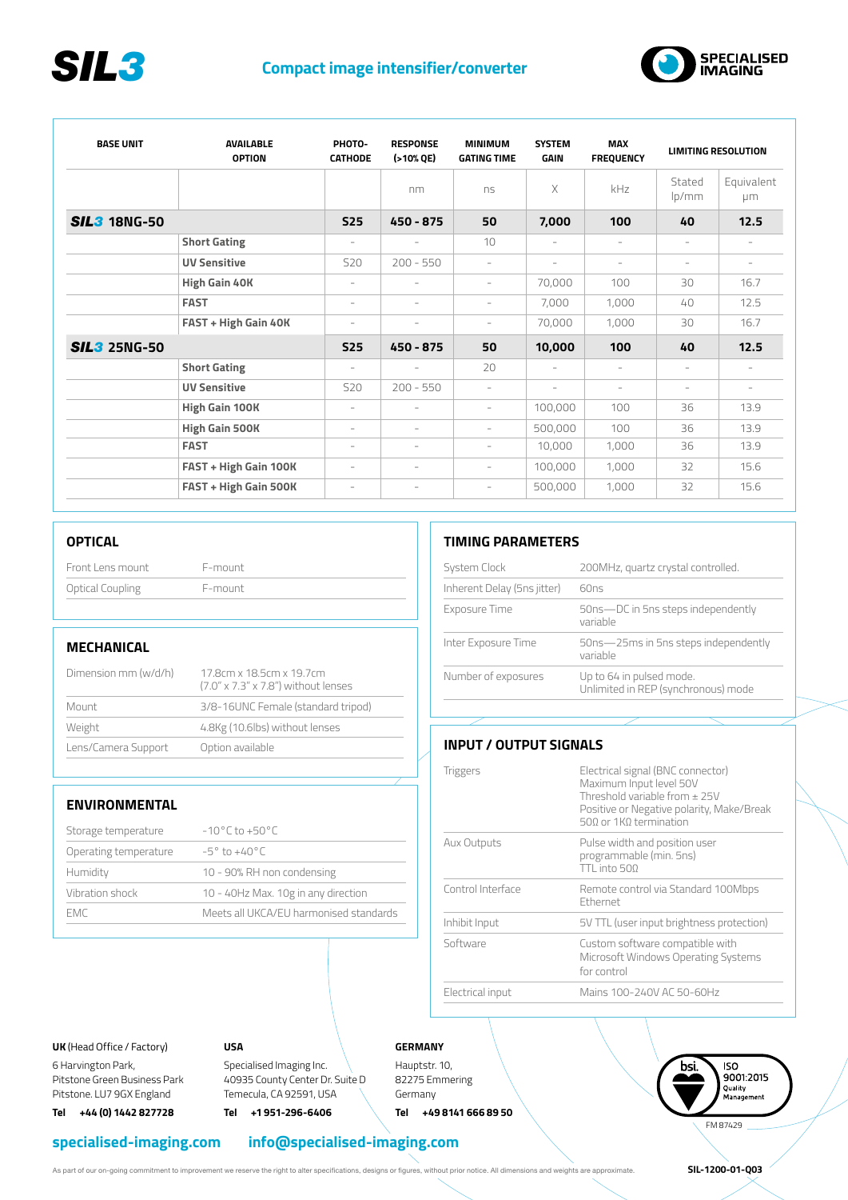# SIL3

## Compact image intensifier/converter

SPECIALISED IMAGING

| BASE UNIT | AVAILABLE OPTION | PHOTO-CATHODE | RESPONSE (>10% QE) | MINIMUM GATING TIME | SYSTEM GAIN | MAX FREQUENCY | LIMITING RESOLUTION | |
|---|---|---|---|---|---|---|---|---|
| | | | nm | ns | X | kHz | Stated lp/mm | Equivalent µm |
| **SIL3 18NG-50** | | **S25** | **450 - 875** | **50** | **7,000** | **100** | **40** | **12.5** |
| | **Short Gating** | - | - | 10 | - | - | - | - |
| | **UV Sensitive** | S20 | 200 - 550 | - | - | - | - | - |
| | **High Gain 40K** | - | - | - | 70,000 | 100 | 30 | 16.7 |
| | **FAST** | - | - | - | 7,000 | 1,000 | 40 | 12.5 |
| | **FAST + High Gain 40K** | - | - | - | 70,000 | 1,000 | 30 | 16.7 |
| **SIL3 25NG-50** | | **S25** | **450 - 875** | **50** | **10,000** | **100** | **40** | **12.5** |
| | **Short Gating** | - | - | 20 | - | - | - | - |
| | **UV Sensitive** | S20 | 200 - 550 | - | - | - | - | - |
| | **High Gain 100K** | - | - | - | 100,000 | 100 | 36 | 13.9 |
| | **High Gain 500K** | - | - | - | 500,000 | 100 | 36 | 13.9 |
| | **FAST** | - | - | - | 10,000 | 1,000 | 36 | 13.9 |
| | **FAST + High Gain 100K** | - | - | - | 100,000 | 1,000 | 32 | 15.6 |
| | **FAST + High Gain 500K** | - | - | - | 500,000 | 1,000 | 32 | 15.6 |

### OPTICAL

| | |
|---|---|
| Front Lens mount | F-mount |
| Optical Coupling | F-mount |

### MECHANICAL

| | |
|---|---|
| Dimension mm (w/d/h) | 17.8cm x 18.5cm x 19.7cm (7.0" x 7.3" x 7.8") without lenses |
| Mount | 3/8-16UNC Female (standard tripod) |
| Weight | 4.8Kg (10.6lbs) without lenses |
| Lens/Camera Support | Option available |

### ENVIRONMENTAL

| | |
|---|---|
| Storage temperature | -10°C to +50°C |
| Operating temperature | -5° to +40°C |
| Humidity | 10 - 90% RH non condensing |
| Vibration shock | 10 - 40Hz Max. 10g in any direction |
| EMC | Meets all UKCA/EU harmonised standards |

### TIMING PARAMETERS

| | |
|---|---|
| System Clock | 200MHz, quartz crystal controlled. |
| Inherent Delay (5ns jitter) | 60ns |
| Exposure Time | 50ns—DC in 5ns steps independently variable |
| Inter Exposure Time | 50ns—25ms in 5ns steps independently variable |
| Number of exposures | Up to 64 in pulsed mode. Unlimited in REP (synchronous) mode |

### INPUT / OUTPUT SIGNALS

| | |
|---|---|
| Triggers | Electrical signal (BNC connector) Maximum Input level 50V Threshold variable from ± 25V Positive or Negative polarity, Make/Break 50Ω or 1KΩ termination |
| Aux Outputs | Pulse width and position user programmable (min. 5ns) TTL into 50Ω |
| Control Interface | Remote control via Standard 100Mbps Ethernet |
| Inhibit Input | 5V TTL (user input brightness protection) |
| Software | Custom software compatible with Microsoft Windows Operating Systems for control |
| Electrical input | Mains 100-240V AC 50-60Hz |

**UK** (Head Office / Factory)
6 Harvington Park,
Pitstone Green Business Park
Pitstone. LU7 9GX England
**Tel** **+44 (0) 1442 827728**

**USA**
Specialised Imaging Inc.
40935 County Center Dr. Suite D
Temecula, CA 92591, USA
**Tel** **+1 951-296-6406**

**GERMANY**
Hauptstr. 10,
82275 Emmering
Germany
**Tel** **+49 8141 666 89 50**

bsi. ISO 9001:2015 Quality Management
FM 87429

**specialised-imaging.com** **info@specialised-imaging.com**

As part of our on-going commitment to improvement we reserve the right to alter specifications, designs or figures, without prior notice. All dimensions and weights are approximate.

SIL-1200-01-Q03